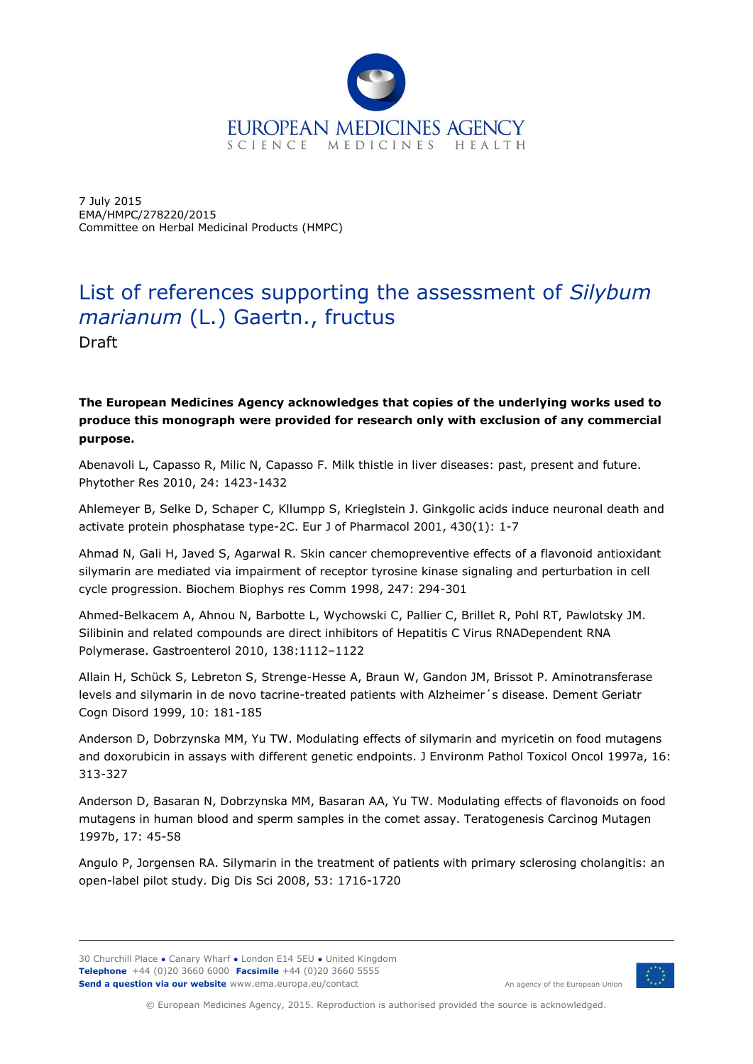EUROPEAN MEDICINES AGENCY
SCIENCE MEDICINES HEALTH

7 July 2015
EMA/HMPC/278220/2015
Committee on Herbal Medicinal Products (HMPC)

# List of references supporting the assessment of *Silybum marianum* (L.) Gaertn., fructus

Draft

**The European Medicines Agency acknowledges that copies of the underlying works used to produce this monograph were provided for research only with exclusion of any commercial purpose.**

Abenavoli L, Capasso R, Milic N, Capasso F. Milk thistle in liver diseases: past, present and future. Phytother Res 2010, 24: 1423-1432

Ahlemeyer B, Selke D, Schaper C, Kllumpp S, Krieglstein J. Ginkgolic acids induce neuronal death and activate protein phosphatase type-2C. Eur J of Pharmacol 2001, 430(1): 1-7

Ahmad N, Gali H, Javed S, Agarwal R. Skin cancer chemopreventive effects of a flavonoid antioxidant silymarin are mediated via impairment of receptor tyrosine kinase signaling and perturbation in cell cycle progression. Biochem Biophys res Comm 1998, 247: 294-301

Ahmed-Belkacem A, Ahnou N, Barbotte L, Wychowski C, Pallier C, Brillet R, Pohl RT, Pawlotsky JM. Silibinin and related compounds are direct inhibitors of Hepatitis C Virus RNADependent RNA Polymerase. Gastroenterol 2010, 138:1112–1122

Allain H, Schück S, Lebreton S, Strenge-Hesse A, Braun W, Gandon JM, Brissot P. Aminotransferase levels and silymarin in de novo tacrine-treated patients with Alzheimer´s disease. Dement Geriatr Cogn Disord 1999, 10: 181-185

Anderson D, Dobrzynska MM, Yu TW. Modulating effects of silymarin and myricetin on food mutagens and doxorubicin in assays with different genetic endpoints. J Environm Pathol Toxicol Oncol 1997a, 16: 313-327

Anderson D, Basaran N, Dobrzynska MM, Basaran AA, Yu TW. Modulating effects of flavonoids on food mutagens in human blood and sperm samples in the comet assay. Teratogenesis Carcinog Mutagen 1997b, 17: 45-58

Angulo P, Jorgensen RA. Silymarin in the treatment of patients with primary sclerosing cholangitis: an open-label pilot study. Dig Dis Sci 2008, 53: 1716-1720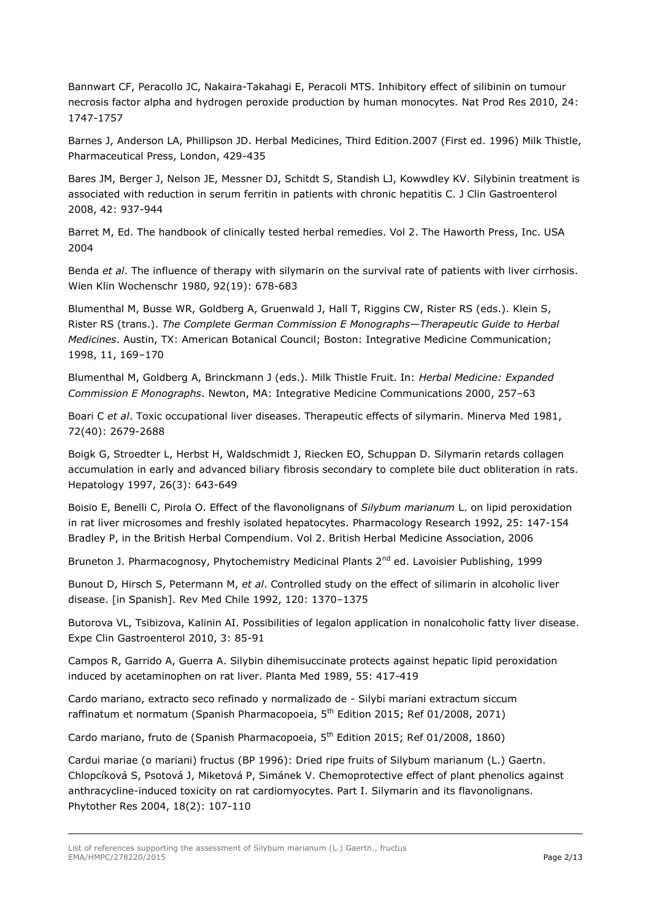Bannwart CF, Peracollo JC, Nakaira-Takahagi E, Peracoli MTS. Inhibitory effect of silibinin on tumour necrosis factor alpha and hydrogen peroxide production by human monocytes. Nat Prod Res 2010, 24: 1747-1757

Barnes J, Anderson LA, Phillipson JD. Herbal Medicines, Third Edition.2007 (First ed. 1996) Milk Thistle, Pharmaceutical Press, London, 429-435

Bares JM, Berger J, Nelson JE, Messner DJ, Schitdt S, Standish LJ, Kowwdley KV. Silybinin treatment is associated with reduction in serum ferritin in patients with chronic hepatitis C. J Clin Gastroenterol 2008, 42: 937-944

Barret M, Ed. The handbook of clinically tested herbal remedies. Vol 2. The Haworth Press, Inc. USA 2004

Benda *et al*. The influence of therapy with silymarin on the survival rate of patients with liver cirrhosis. Wien Klin Wochenschr 1980, 92(19): 678-683

Blumenthal M, Busse WR, Goldberg A, Gruenwald J, Hall T, Riggins CW, Rister RS (eds.). Klein S, Rister RS (trans.). *The Complete German Commission E Monographs—Therapeutic Guide to Herbal Medicines*. Austin, TX: American Botanical Council; Boston: Integrative Medicine Communication; 1998, 11, 169–170

Blumenthal M, Goldberg A, Brinckmann J (eds.). Milk Thistle Fruit. In: *Herbal Medicine: Expanded Commission E Monographs*. Newton, MA: Integrative Medicine Communications 2000, 257–63

Boari C *et al*. Toxic occupational liver diseases. Therapeutic effects of silymarin. Minerva Med 1981, 72(40): 2679-2688

Boigk G, Stroedter L, Herbst H, Waldschmidt J, Riecken EO, Schuppan D. Silymarin retards collagen accumulation in early and advanced biliary fibrosis secondary to complete bile duct obliteration in rats. Hepatology 1997, 26(3): 643-649

Boisio E, Benelli C, Pirola O. Effect of the flavonolignans of *Silybum marianum* L. on lipid peroxidation in rat liver microsomes and freshly isolated hepatocytes. Pharmacology Research 1992, 25: 147-154

Bradley P, in the British Herbal Compendium. Vol 2. British Herbal Medicine Association, 2006

Bruneton J. Pharmacognosy, Phytochemistry Medicinal Plants 2nd ed. Lavoisier Publishing, 1999

Bunout D, Hirsch S, Petermann M, *et al*. Controlled study on the effect of silimarin in alcoholic liver disease. [in Spanish]. Rev Med Chile 1992, 120: 1370–1375

Butorova VL, Tsibizova, Kalinin AI. Possibilities of legalon application in nonalcoholic fatty liver disease. Expe Clin Gastroenterol 2010, 3: 85-91

Campos R, Garrido A, Guerra A. Silybin dihemisuccinate protects against hepatic lipid peroxidation induced by acetaminophen on rat liver. Planta Med 1989, 55: 417-419

Cardo mariano, extracto seco refinado y normalizado de - Silybi mariani extractum siccum raffinatum et normatum (Spanish Pharmacopoeia, 5th Edition 2015; Ref 01/2008, 2071)

Cardo mariano, fruto de (Spanish Pharmacopoeia, 5th Edition 2015; Ref 01/2008, 1860)

Cardui mariae (o mariani) fructus (BP 1996): Dried ripe fruits of Silybum marianum (L.) Gaertn.

Chlopcíková S, Psotová J, Miketová P, Simánek V. Chemoprotective effect of plant phenolics against anthracycline-induced toxicity on rat cardiomyocytes. Part I. Silymarin and its flavonolignans. Phytother Res 2004, 18(2): 107-110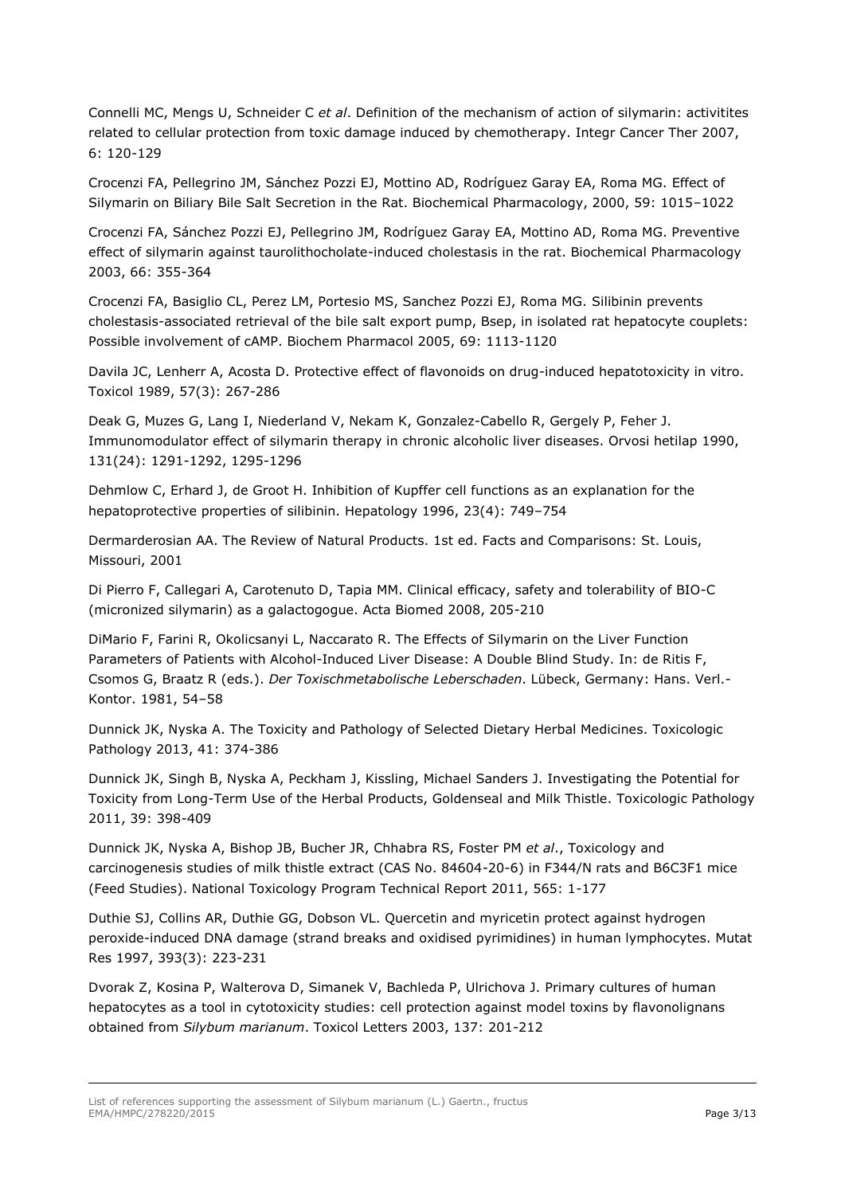Connelli MC, Mengs U, Schneider C *et al*. Definition of the mechanism of action of silymarin: activitites related to cellular protection from toxic damage induced by chemotherapy. Integr Cancer Ther 2007, 6: 120-129

Crocenzi FA, Pellegrino JM, Sánchez Pozzi EJ, Mottino AD, Rodríguez Garay EA, Roma MG. Effect of Silymarin on Biliary Bile Salt Secretion in the Rat. Biochemical Pharmacology, 2000, 59: 1015–1022

Crocenzi FA, Sánchez Pozzi EJ, Pellegrino JM, Rodríguez Garay EA, Mottino AD, Roma MG. Preventive effect of silymarin against taurolithocholate-induced cholestasis in the rat. Biochemical Pharmacology 2003, 66: 355-364

Crocenzi FA, Basiglio CL, Perez LM, Portesio MS, Sanchez Pozzi EJ, Roma MG. Silibinin prevents cholestasis-associated retrieval of the bile salt export pump, Bsep, in isolated rat hepatocyte couplets: Possible involvement of cAMP. Biochem Pharmacol 2005, 69: 1113-1120

Davila JC, Lenherr A, Acosta D. Protective effect of flavonoids on drug-induced hepatotoxicity in vitro. Toxicol 1989, 57(3): 267-286

Deak G, Muzes G, Lang I, Niederland V, Nekam K, Gonzalez-Cabello R, Gergely P, Feher J. Immunomodulator effect of silymarin therapy in chronic alcoholic liver diseases. Orvosi hetilap 1990, 131(24): 1291-1292, 1295-1296

Dehmlow C, Erhard J, de Groot H. Inhibition of Kupffer cell functions as an explanation for the hepatoprotective properties of silibinin. Hepatology 1996, 23(4): 749–754

Dermarderosian AA. The Review of Natural Products. 1st ed. Facts and Comparisons: St. Louis, Missouri, 2001

Di Pierro F, Callegari A, Carotenuto D, Tapia MM. Clinical efficacy, safety and tolerability of BIO-C (micronized silymarin) as a galactogogue. Acta Biomed 2008, 205-210

DiMario F, Farini R, Okolicsanyi L, Naccarato R. The Effects of Silymarin on the Liver Function Parameters of Patients with Alcohol-Induced Liver Disease: A Double Blind Study. In: de Ritis F, Csomos G, Braatz R (eds.). *Der Toxischmetabolische Leberschaden*. Lübeck, Germany: Hans. Verl.-Kontor. 1981, 54–58

Dunnick JK, Nyska A. The Toxicity and Pathology of Selected Dietary Herbal Medicines. Toxicologic Pathology 2013, 41: 374-386

Dunnick JK, Singh B, Nyska A, Peckham J, Kissling, Michael Sanders J. Investigating the Potential for Toxicity from Long-Term Use of the Herbal Products, Goldenseal and Milk Thistle. Toxicologic Pathology 2011, 39: 398-409

Dunnick JK, Nyska A, Bishop JB, Bucher JR, Chhabra RS, Foster PM *et al*., Toxicology and carcinogenesis studies of milk thistle extract (CAS No. 84604-20-6) in F344/N rats and B6C3F1 mice (Feed Studies). National Toxicology Program Technical Report 2011, 565: 1-177

Duthie SJ, Collins AR, Duthie GG, Dobson VL. Quercetin and myricetin protect against hydrogen peroxide-induced DNA damage (strand breaks and oxidised pyrimidines) in human lymphocytes. Mutat Res 1997, 393(3): 223-231

Dvorak Z, Kosina P, Walterova D, Simanek V, Bachleda P, Ulrichova J. Primary cultures of human hepatocytes as a tool in cytotoxicity studies: cell protection against model toxins by flavonolignans obtained from *Silybum marianum*. Toxicol Letters 2003, 137: 201-212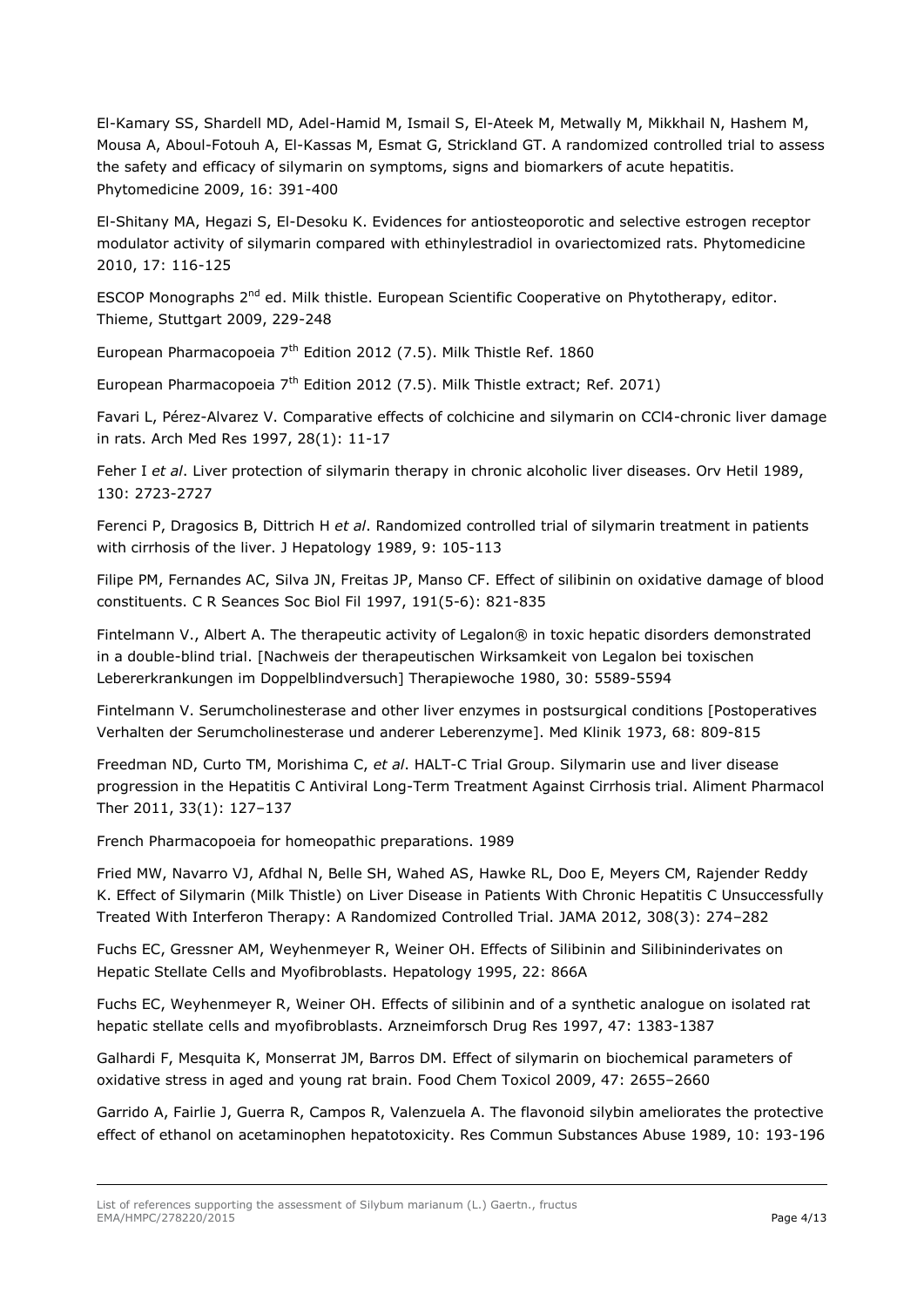El-Kamary SS, Shardell MD, Adel-Hamid M, Ismail S, El-Ateek M, Metwally M, Mikkhail N, Hashem M, Mousa A, Aboul-Fotouh A, El-Kassas M, Esmat G, Strickland GT. A randomized controlled trial to assess the safety and efficacy of silymarin on symptoms, signs and biomarkers of acute hepatitis. Phytomedicine 2009, 16: 391-400

El-Shitany MA, Hegazi S, El-Desoku K. Evidences for antiosteoporotic and selective estrogen receptor modulator activity of silymarin compared with ethinylestradiol in ovariectomized rats. Phytomedicine 2010, 17: 116-125

ESCOP Monographs 2nd ed. Milk thistle. European Scientific Cooperative on Phytotherapy, editor. Thieme, Stuttgart 2009, 229-248

European Pharmacopoeia 7th Edition 2012 (7.5). Milk Thistle Ref. 1860

European Pharmacopoeia 7th Edition 2012 (7.5). Milk Thistle extract; Ref. 2071)

Favari L, Pérez-Alvarez V. Comparative effects of colchicine and silymarin on CCl4-chronic liver damage in rats. Arch Med Res 1997, 28(1): 11-17

Feher I *et al*. Liver protection of silymarin therapy in chronic alcoholic liver diseases. Orv Hetil 1989, 130: 2723-2727

Ferenci P, Dragosics B, Dittrich H *et al*. Randomized controlled trial of silymarin treatment in patients with cirrhosis of the liver. J Hepatology 1989, 9: 105-113

Filipe PM, Fernandes AC, Silva JN, Freitas JP, Manso CF. Effect of silibinin on oxidative damage of blood constituents. C R Seances Soc Biol Fil 1997, 191(5-6): 821-835

Fintelmann V., Albert A. The therapeutic activity of Legalon® in toxic hepatic disorders demonstrated in a double-blind trial. [Nachweis der therapeutischen Wirksamkeit von Legalon bei toxischen Lebererkrankungen im Doppelblindversuch] Therapiewoche 1980, 30: 5589-5594

Fintelmann V. Serumcholinesterase and other liver enzymes in postsurgical conditions [Postoperatives Verhalten der Serumcholinesterase und anderer Leberenzyme]. Med Klinik 1973, 68: 809-815

Freedman ND, Curto TM, Morishima C, *et al*. HALT-C Trial Group. Silymarin use and liver disease progression in the Hepatitis C Antiviral Long-Term Treatment Against Cirrhosis trial. Aliment Pharmacol Ther 2011, 33(1): 127–137

French Pharmacopoeia for homeopathic preparations. 1989

Fried MW, Navarro VJ, Afdhal N, Belle SH, Wahed AS, Hawke RL, Doo E, Meyers CM, Rajender Reddy K. Effect of Silymarin (Milk Thistle) on Liver Disease in Patients With Chronic Hepatitis C Unsuccessfully Treated With Interferon Therapy: A Randomized Controlled Trial. JAMA 2012, 308(3): 274–282

Fuchs EC, Gressner AM, Weyhenmeyer R, Weiner OH. Effects of Silibinin and Silibininderivates on Hepatic Stellate Cells and Myofibroblasts. Hepatology 1995, 22: 866A

Fuchs EC, Weyhenmeyer R, Weiner OH. Effects of silibinin and of a synthetic analogue on isolated rat hepatic stellate cells and myofibroblasts. Arzneimforsch Drug Res 1997, 47: 1383-1387

Galhardi F, Mesquita K, Monserrat JM, Barros DM. Effect of silymarin on biochemical parameters of oxidative stress in aged and young rat brain. Food Chem Toxicol 2009, 47: 2655–2660

Garrido A, Fairlie J, Guerra R, Campos R, Valenzuela A. The flavonoid silybin ameliorates the protective effect of ethanol on acetaminophen hepatotoxicity. Res Commun Substances Abuse 1989, 10: 193-196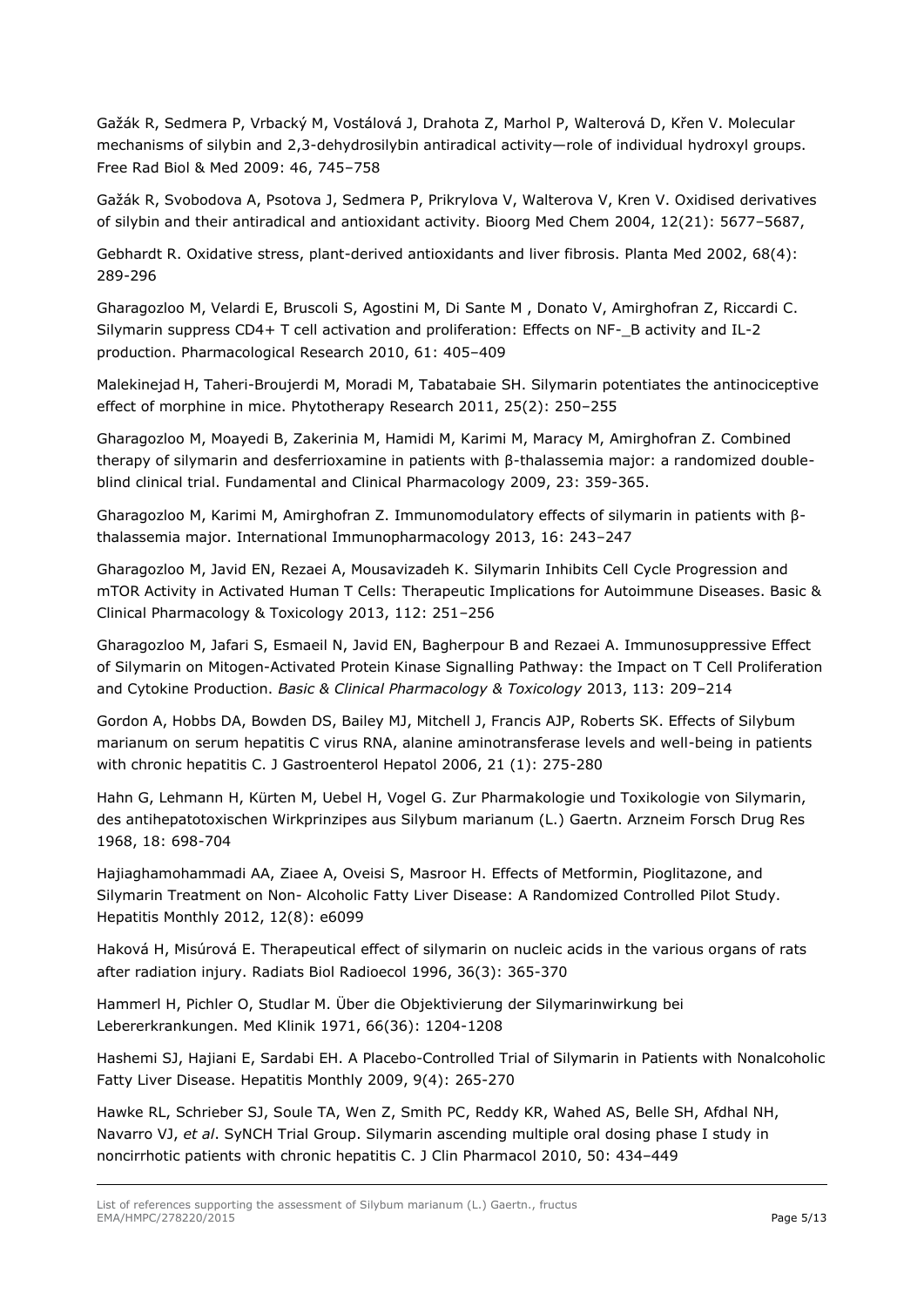Gažák R, Sedmera P, Vrbacký M, Vostálová J, Drahota Z, Marhol P, Walterová D, Křen V. Molecular mechanisms of silybin and 2,3-dehydrosilybin antiradical activity—role of individual hydroxyl groups. Free Rad Biol & Med 2009: 46, 745–758

Gažák R, Svobodova A, Psotova J, Sedmera P, Prikrylova V, Walterova V, Kren V. Oxidised derivatives of silybin and their antiradical and antioxidant activity. Bioorg Med Chem 2004, 12(21): 5677–5687,

Gebhardt R. Oxidative stress, plant-derived antioxidants and liver fibrosis. Planta Med 2002, 68(4): 289-296

Gharagozloo M, Velardi E, Bruscoli S, Agostini M, Di Sante M , Donato V, Amirghofran Z, Riccardi C. Silymarin suppress CD4+ T cell activation and proliferation: Effects on NF-_B activity and IL-2 production. Pharmacological Research 2010, 61: 405–409

Malekinejad H, Taheri-Broujerdi M, Moradi M, Tabatabaie SH. Silymarin potentiates the antinociceptive effect of morphine in mice. Phytotherapy Research 2011, 25(2): 250–255

Gharagozloo M, Moayedi B, Zakerinia M, Hamidi M, Karimi M, Maracy M, Amirghofran Z. Combined therapy of silymarin and desferrioxamine in patients with β-thalassemia major: a randomized double-blind clinical trial. Fundamental and Clinical Pharmacology 2009, 23: 359-365.

Gharagozloo M, Karimi M, Amirghofran Z. Immunomodulatory effects of silymarin in patients with β-thalassemia major. International Immunopharmacology 2013, 16: 243–247

Gharagozloo M, Javid EN, Rezaei A, Mousavizadeh K. Silymarin Inhibits Cell Cycle Progression and mTOR Activity in Activated Human T Cells: Therapeutic Implications for Autoimmune Diseases. Basic & Clinical Pharmacology & Toxicology 2013, 112: 251–256

Gharagozloo M, Jafari S, Esmaeil N, Javid EN, Bagherpour B and Rezaei A. Immunosuppressive Effect of Silymarin on Mitogen-Activated Protein Kinase Signalling Pathway: the Impact on T Cell Proliferation and Cytokine Production. *Basic & Clinical Pharmacology & Toxicology* 2013, 113: 209–214

Gordon A, Hobbs DA, Bowden DS, Bailey MJ, Mitchell J, Francis AJP, Roberts SK. Effects of Silybum marianum on serum hepatitis C virus RNA, alanine aminotransferase levels and well-being in patients with chronic hepatitis C. J Gastroenterol Hepatol 2006, 21 (1): 275-280

Hahn G, Lehmann H, Kürten M, Uebel H, Vogel G. Zur Pharmakologie und Toxikologie von Silymarin, des antihepatotoxischen Wirkprinzipes aus Silybum marianum (L.) Gaertn. Arzneim Forsch Drug Res 1968, 18: 698-704

Hajiaghamohammadi AA, Ziaee A, Oveisi S, Masroor H. Effects of Metformin, Pioglitazone, and Silymarin Treatment on Non- Alcoholic Fatty Liver Disease: A Randomized Controlled Pilot Study. Hepatitis Monthly 2012, 12(8): e6099

Haková H, Misúrová E. Therapeutical effect of silymarin on nucleic acids in the various organs of rats after radiation injury. Radiats Biol Radioecol 1996, 36(3): 365-370

Hammerl H, Pichler O, Studlar M. Über die Objektivierung der Silymarinwirkung bei Lebererkrankungen. Med Klinik 1971, 66(36): 1204-1208

Hashemi SJ, Hajiani E, Sardabi EH. A Placebo-Controlled Trial of Silymarin in Patients with Nonalcoholic Fatty Liver Disease. Hepatitis Monthly 2009, 9(4): 265-270

Hawke RL, Schrieber SJ, Soule TA, Wen Z, Smith PC, Reddy KR, Wahed AS, Belle SH, Afdhal NH, Navarro VJ, *et al*. SyNCH Trial Group. Silymarin ascending multiple oral dosing phase I study in noncirrhotic patients with chronic hepatitis C. J Clin Pharmacol 2010, 50: 434–449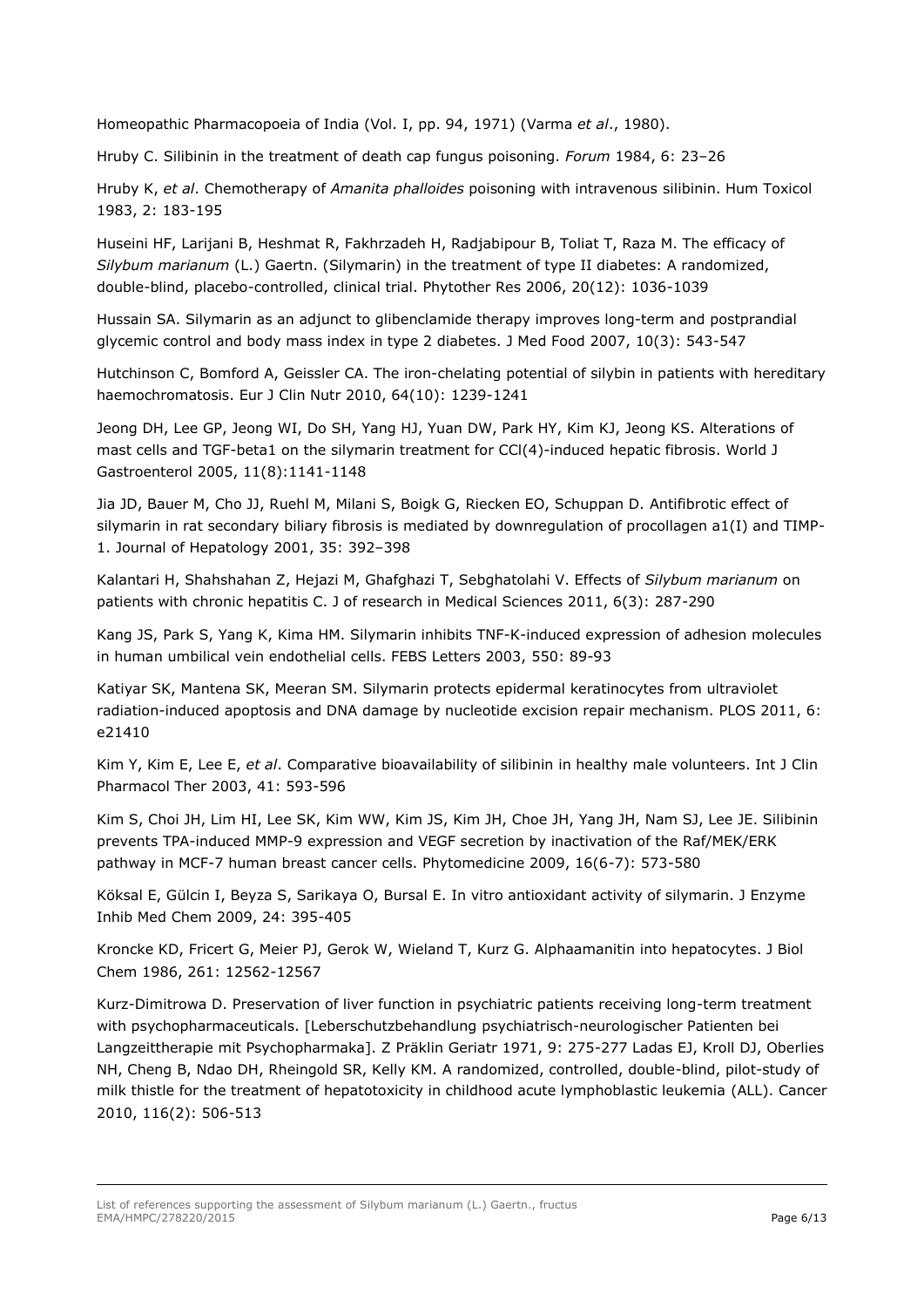Homeopathic Pharmacopoeia of India (Vol. I, pp. 94, 1971) (Varma *et al*., 1980).

Hruby C. Silibinin in the treatment of death cap fungus poisoning. *Forum* 1984, 6: 23–26

Hruby K, *et al*. Chemotherapy of *Amanita phalloides* poisoning with intravenous silibinin. Hum Toxicol 1983, 2: 183-195

Huseini HF, Larijani B, Heshmat R, Fakhrzadeh H, Radjabipour B, Toliat T, Raza M. The efficacy of *Silybum marianum* (L.) Gaertn. (Silymarin) in the treatment of type II diabetes: A randomized, double-blind, placebo-controlled, clinical trial. Phytother Res 2006, 20(12): 1036-1039

Hussain SA. Silymarin as an adjunct to glibenclamide therapy improves long-term and postprandial glycemic control and body mass index in type 2 diabetes. J Med Food 2007, 10(3): 543-547

Hutchinson C, Bomford A, Geissler CA. The iron-chelating potential of silybin in patients with hereditary haemochromatosis. Eur J Clin Nutr 2010, 64(10): 1239-1241

Jeong DH, Lee GP, Jeong WI, Do SH, Yang HJ, Yuan DW, Park HY, Kim KJ, Jeong KS. Alterations of mast cells and TGF-beta1 on the silymarin treatment for CCl(4)-induced hepatic fibrosis. World J Gastroenterol 2005, 11(8):1141-1148

Jia JD, Bauer M, Cho JJ, Ruehl M, Milani S, Boigk G, Riecken EO, Schuppan D. Antifibrotic effect of silymarin in rat secondary biliary fibrosis is mediated by downregulation of procollagen a1(I) and TIMP-1. Journal of Hepatology 2001, 35: 392–398

Kalantari H, Shahshahan Z, Hejazi M, Ghafghazi T, Sebghatolahi V. Effects of *Silybum marianum* on patients with chronic hepatitis C. J of research in Medical Sciences 2011, 6(3): 287-290

Kang JS, Park S, Yang K, Kima HM. Silymarin inhibits TNF-K-induced expression of adhesion molecules in human umbilical vein endothelial cells. FEBS Letters 2003, 550: 89-93

Katiyar SK, Mantena SK, Meeran SM. Silymarin protects epidermal keratinocytes from ultraviolet radiation-induced apoptosis and DNA damage by nucleotide excision repair mechanism. PLOS 2011, 6: e21410

Kim Y, Kim E, Lee E, *et al*. Comparative bioavailability of silibinin in healthy male volunteers. Int J Clin Pharmacol Ther 2003, 41: 593-596

Kim S, Choi JH, Lim HI, Lee SK, Kim WW, Kim JS, Kim JH, Choe JH, Yang JH, Nam SJ, Lee JE. Silibinin prevents TPA-induced MMP-9 expression and VEGF secretion by inactivation of the Raf/MEK/ERK pathway in MCF-7 human breast cancer cells. Phytomedicine 2009, 16(6-7): 573-580

Köksal E, Gülcin I, Beyza S, Sarikaya O, Bursal E. In vitro antioxidant activity of silymarin. J Enzyme Inhib Med Chem 2009, 24: 395-405

Kroncke KD, Fricert G, Meier PJ, Gerok W, Wieland T, Kurz G. Alphaamanitin into hepatocytes. J Biol Chem 1986, 261: 12562-12567

Kurz-Dimitrowa D. Preservation of liver function in psychiatric patients receiving long-term treatment with psychopharmaceuticals. [Leberschutzbehandlung psychiatrisch-neurologischer Patienten bei Langzeittherapie mit Psychopharmaka]. Z Präklin Geriatr 1971, 9: 275-277 Ladas EJ, Kroll DJ, Oberlies NH, Cheng B, Ndao DH, Rheingold SR, Kelly KM. A randomized, controlled, double-blind, pilot-study of milk thistle for the treatment of hepatotoxicity in childhood acute lymphoblastic leukemia (ALL). Cancer 2010, 116(2): 506-513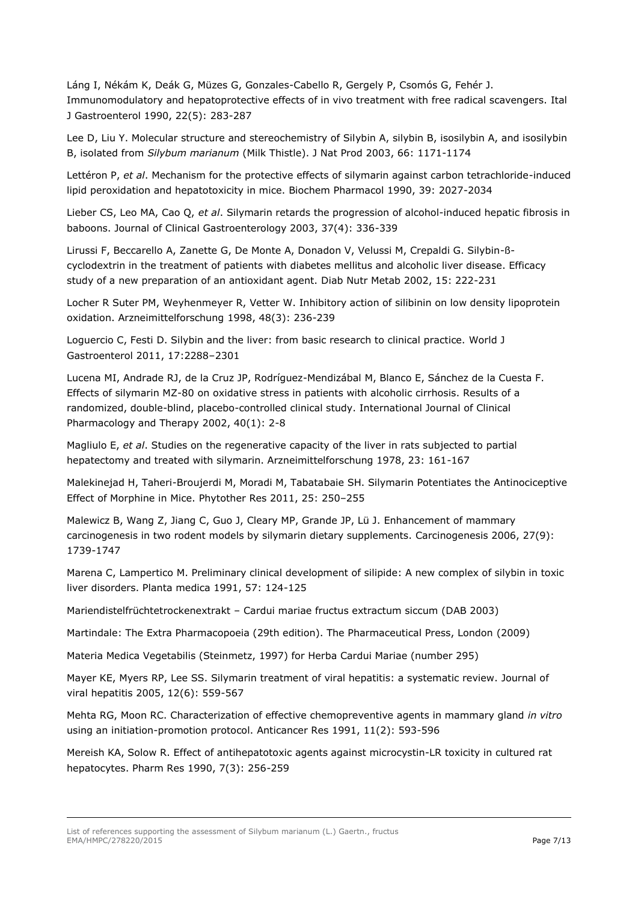Láng I, Nékám K, Deák G, Müzes G, Gonzales-Cabello R, Gergely P, Csomós G, Fehér J. Immunomodulatory and hepatoprotective effects of in vivo treatment with free radical scavengers. Ital J Gastroenterol 1990, 22(5): 283-287

Lee D, Liu Y. Molecular structure and stereochemistry of Silybin A, silybin B, isosilybin A, and isosilybin B, isolated from *Silybum marianum* (Milk Thistle). J Nat Prod 2003, 66: 1171-1174

Lettéron P, *et al*. Mechanism for the protective effects of silymarin against carbon tetrachloride-induced lipid peroxidation and hepatotoxicity in mice. Biochem Pharmacol 1990, 39: 2027-2034

Lieber CS, Leo MA, Cao Q, *et al*. Silymarin retards the progression of alcohol-induced hepatic fibrosis in baboons. Journal of Clinical Gastroenterology 2003, 37(4): 336-339

Lirussi F, Beccarello A, Zanette G, De Monte A, Donadon V, Velussi M, Crepaldi G. Silybin-ß-cyclodextrin in the treatment of patients with diabetes mellitus and alcoholic liver disease. Efficacy study of a new preparation of an antioxidant agent. Diab Nutr Metab 2002, 15: 222-231

Locher R Suter PM, Weyhenmeyer R, Vetter W. Inhibitory action of silibinin on low density lipoprotein oxidation. Arzneimittelforschung 1998, 48(3): 236-239

Loguercio C, Festi D. Silybin and the liver: from basic research to clinical practice. World J Gastroenterol 2011, 17:2288–2301

Lucena MI, Andrade RJ, de la Cruz JP, Rodríguez-Mendizábal M, Blanco E, Sánchez de la Cuesta F. Effects of silymarin MZ-80 on oxidative stress in patients with alcoholic cirrhosis. Results of a randomized, double-blind, placebo-controlled clinical study. International Journal of Clinical Pharmacology and Therapy 2002, 40(1): 2-8

Magliulo E, *et al*. Studies on the regenerative capacity of the liver in rats subjected to partial hepatectomy and treated with silymarin. Arzneimittelforschung 1978, 23: 161-167

Malekinejad H, Taheri-Broujerdi M, Moradi M, Tabatabaie SH. Silymarin Potentiates the Antinociceptive Effect of Morphine in Mice. Phytother Res 2011, 25: 250–255

Malewicz B, Wang Z, Jiang C, Guo J, Cleary MP, Grande JP, Lü J. Enhancement of mammary carcinogenesis in two rodent models by silymarin dietary supplements. Carcinogenesis 2006, 27(9): 1739-1747

Marena C, Lampertico M. Preliminary clinical development of silipide: A new complex of silybin in toxic liver disorders. Planta medica 1991, 57: 124-125

Mariendistelfrüchtetrockenextrakt – Cardui mariae fructus extractum siccum (DAB 2003)

Martindale: The Extra Pharmacopoeia (29th edition). The Pharmaceutical Press, London (2009)

Materia Medica Vegetabilis (Steinmetz, 1997) for Herba Cardui Mariae (number 295)

Mayer KE, Myers RP, Lee SS. Silymarin treatment of viral hepatitis: a systematic review. Journal of viral hepatitis 2005, 12(6): 559-567

Mehta RG, Moon RC. Characterization of effective chemopreventive agents in mammary gland *in vitro* using an initiation-promotion protocol. Anticancer Res 1991, 11(2): 593-596

Mereish KA, Solow R. Effect of antihepatotoxic agents against microcystin-LR toxicity in cultured rat hepatocytes. Pharm Res 1990, 7(3): 256-259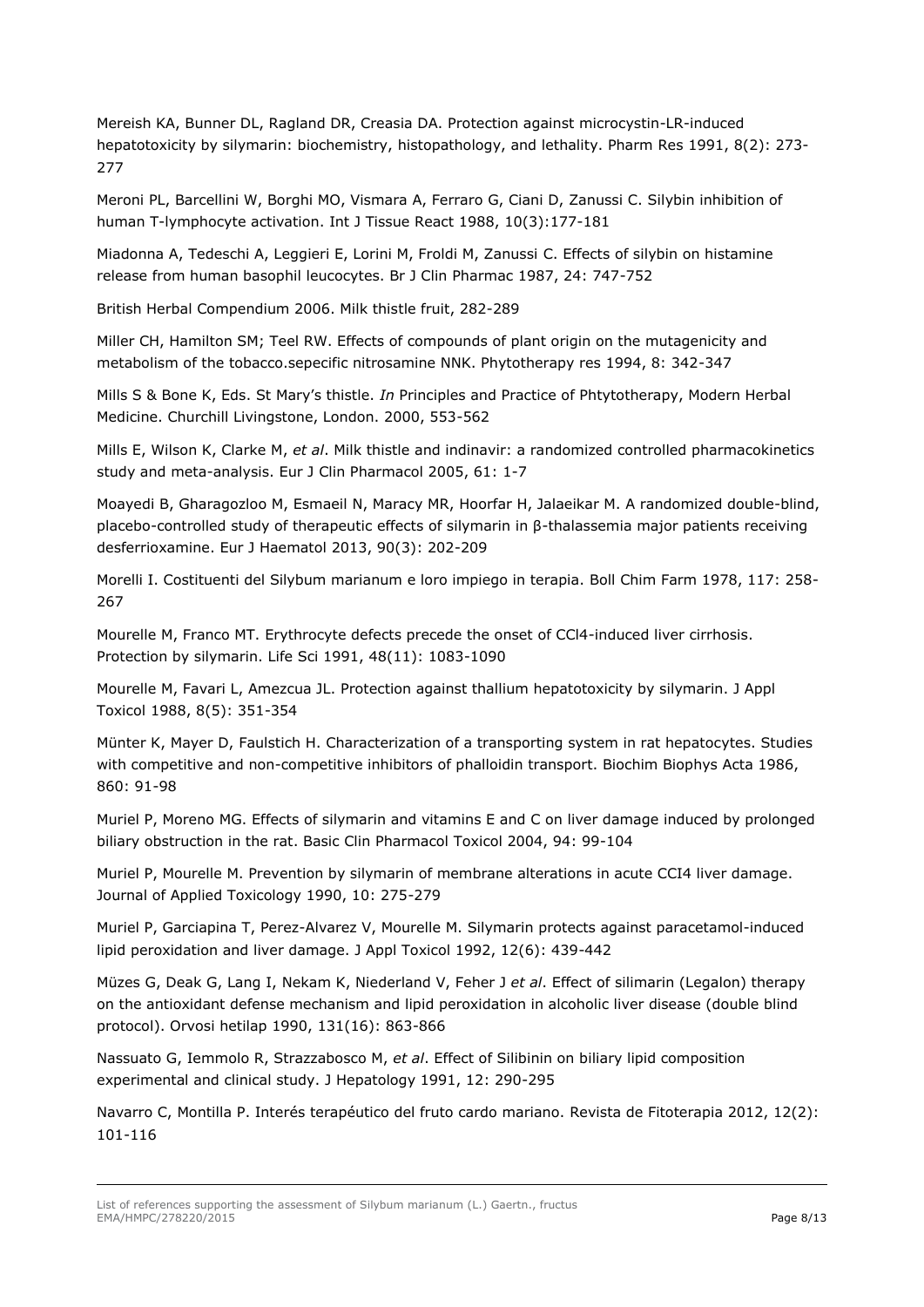Mereish KA, Bunner DL, Ragland DR, Creasia DA. Protection against microcystin-LR-induced hepatotoxicity by silymarin: biochemistry, histopathology, and lethality. Pharm Res 1991, 8(2): 273-277

Meroni PL, Barcellini W, Borghi MO, Vismara A, Ferraro G, Ciani D, Zanussi C. Silybin inhibition of human T-lymphocyte activation. Int J Tissue React 1988, 10(3):177-181

Miadonna A, Tedeschi A, Leggieri E, Lorini M, Froldi M, Zanussi C. Effects of silybin on histamine release from human basophil leucocytes. Br J Clin Pharmac 1987, 24: 747-752

British Herbal Compendium 2006. Milk thistle fruit, 282-289

Miller CH, Hamilton SM; Teel RW. Effects of compounds of plant origin on the mutagenicity and metabolism of the tobacco.sepecific nitrosamine NNK. Phytotherapy res 1994, 8: 342-347

Mills S & Bone K, Eds. St Mary's thistle. *In* Principles and Practice of Phtytotherapy, Modern Herbal Medicine. Churchill Livingstone, London. 2000, 553-562

Mills E, Wilson K, Clarke M, *et al*. Milk thistle and indinavir: a randomized controlled pharmacokinetics study and meta-analysis. Eur J Clin Pharmacol 2005, 61: 1-7

Moayedi B, Gharagozloo M, Esmaeil N, Maracy MR, Hoorfar H, Jalaeikar M. A randomized double-blind, placebo-controlled study of therapeutic effects of silymarin in β-thalassemia major patients receiving desferrioxamine. Eur J Haematol 2013, 90(3): 202-209

Morelli I. Costituenti del Silybum marianum e loro impiego in terapia. Boll Chim Farm 1978, 117: 258-267

Mourelle M, Franco MT. Erythrocyte defects precede the onset of CCl4-induced liver cirrhosis. Protection by silymarin. Life Sci 1991, 48(11): 1083-1090

Mourelle M, Favari L, Amezcua JL. Protection against thallium hepatotoxicity by silymarin. J Appl Toxicol 1988, 8(5): 351-354

Münter K, Mayer D, Faulstich H. Characterization of a transporting system in rat hepatocytes. Studies with competitive and non-competitive inhibitors of phalloidin transport. Biochim Biophys Acta 1986, 860: 91-98

Muriel P, Moreno MG. Effects of silymarin and vitamins E and C on liver damage induced by prolonged biliary obstruction in the rat. Basic Clin Pharmacol Toxicol 2004, 94: 99-104

Muriel P, Mourelle M. Prevention by silymarin of membrane alterations in acute CCI4 liver damage. Journal of Applied Toxicology 1990, 10: 275-279

Muriel P, Garciapina T, Perez-Alvarez V, Mourelle M. Silymarin protects against paracetamol-induced lipid peroxidation and liver damage. J Appl Toxicol 1992, 12(6): 439-442

Müzes G, Deak G, Lang I, Nekam K, Niederland V, Feher J *et al*. Effect of silimarin (Legalon) therapy on the antioxidant defense mechanism and lipid peroxidation in alcoholic liver disease (double blind protocol). Orvosi hetilap 1990, 131(16): 863-866

Nassuato G, Iemmolo R, Strazzabosco M, *et al*. Effect of Silibinin on biliary lipid composition experimental and clinical study. J Hepatology 1991, 12: 290-295

Navarro C, Montilla P. Interés terapéutico del fruto cardo mariano. Revista de Fitoterapia 2012, 12(2): 101-116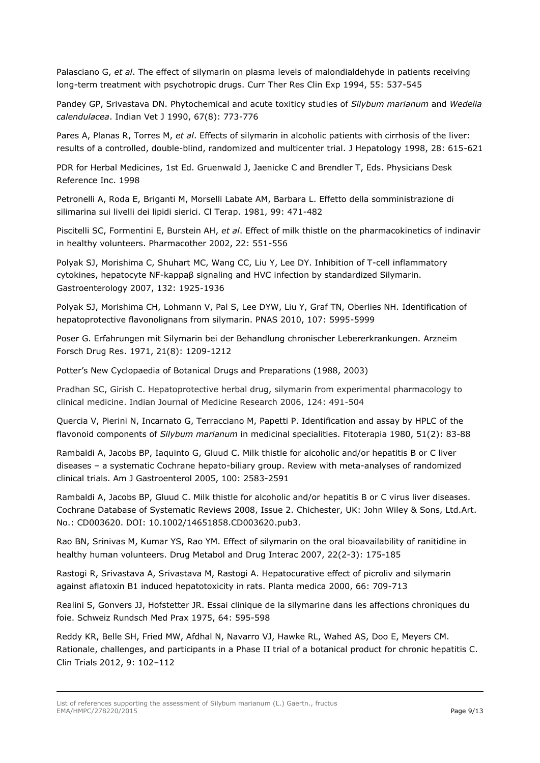Palasciano G, *et al*. The effect of silymarin on plasma levels of malondialdehyde in patients receiving long-term treatment with psychotropic drugs. Curr Ther Res Clin Exp 1994, 55: 537-545

Pandey GP, Srivastava DN. Phytochemical and acute toxiticy studies of *Silybum marianum* and *Wedelia calendulacea*. Indian Vet J 1990, 67(8): 773-776

Pares A, Planas R, Torres M, *et al*. Effects of silymarin in alcoholic patients with cirrhosis of the liver: results of a controlled, double-blind, randomized and multicenter trial. J Hepatology 1998, 28: 615-621

PDR for Herbal Medicines, 1st Ed. Gruenwald J, Jaenicke C and Brendler T, Eds. Physicians Desk Reference Inc. 1998

Petronelli A, Roda E, Briganti M, Morselli Labate AM, Barbara L. Effetto della somministrazione di silimarina sui livelli dei lipidi sierici. Cl Terap. 1981, 99: 471-482

Piscitelli SC, Formentini E, Burstein AH, *et al*. Effect of milk thistle on the pharmacokinetics of indinavir in healthy volunteers. Pharmacother 2002, 22: 551-556

Polyak SJ, Morishima C, Shuhart MC, Wang CC, Liu Y, Lee DY. Inhibition of T-cell inflammatory cytokines, hepatocyte NF-kappaβ signaling and HVC infection by standardized Silymarin. Gastroenterology 2007, 132: 1925-1936

Polyak SJ, Morishima CH, Lohmann V, Pal S, Lee DYW, Liu Y, Graf TN, Oberlies NH. Identification of hepatoprotective flavonolignans from silymarin. PNAS 2010, 107: 5995-5999

Poser G. Erfahrungen mit Silymarin bei der Behandlung chronischer Lebererkrankungen. Arzneim Forsch Drug Res. 1971, 21(8): 1209-1212

Potter's New Cyclopaedia of Botanical Drugs and Preparations (1988, 2003)

Pradhan SC, Girish C. Hepatoprotective herbal drug, silymarin from experimental pharmacology to clinical medicine. Indian Journal of Medicine Research 2006, 124: 491-504

Quercia V, Pierini N, Incarnato G, Terracciano M, Papetti P. Identification and assay by HPLC of the flavonoid components of *Silybum marianum* in medicinal specialities. Fitoterapia 1980, 51(2): 83-88

Rambaldi A, Jacobs BP, Iaquinto G, Gluud C. Milk thistle for alcoholic and/or hepatitis B or C liver diseases – a systematic Cochrane hepato-biliary group. Review with meta-analyses of randomized clinical trials. Am J Gastroenterol 2005, 100: 2583-2591

Rambaldi A, Jacobs BP, Gluud C. Milk thistle for alcoholic and/or hepatitis B or C virus liver diseases. Cochrane Database of Systematic Reviews 2008, Issue 2. Chichester, UK: John Wiley & Sons, Ltd.Art. No.: CD003620. DOI: 10.1002/14651858.CD003620.pub3.

Rao BN, Srinivas M, Kumar YS, Rao YM. Effect of silymarin on the oral bioavailability of ranitidine in healthy human volunteers. Drug Metabol and Drug Interac 2007, 22(2-3): 175-185

Rastogi R, Srivastava A, Srivastava M, Rastogi A. Hepatocurative effect of picroliv and silymarin against aflatoxin B1 induced hepatotoxicity in rats. Planta medica 2000, 66: 709-713

Realini S, Gonvers JJ, Hofstetter JR. Essai clinique de la silymarine dans les affections chroniques du foie. Schweiz Rundsch Med Prax 1975, 64: 595-598

Reddy KR, Belle SH, Fried MW, Afdhal N, Navarro VJ, Hawke RL, Wahed AS, Doo E, Meyers CM. Rationale, challenges, and participants in a Phase II trial of a botanical product for chronic hepatitis C. Clin Trials 2012, 9: 102–112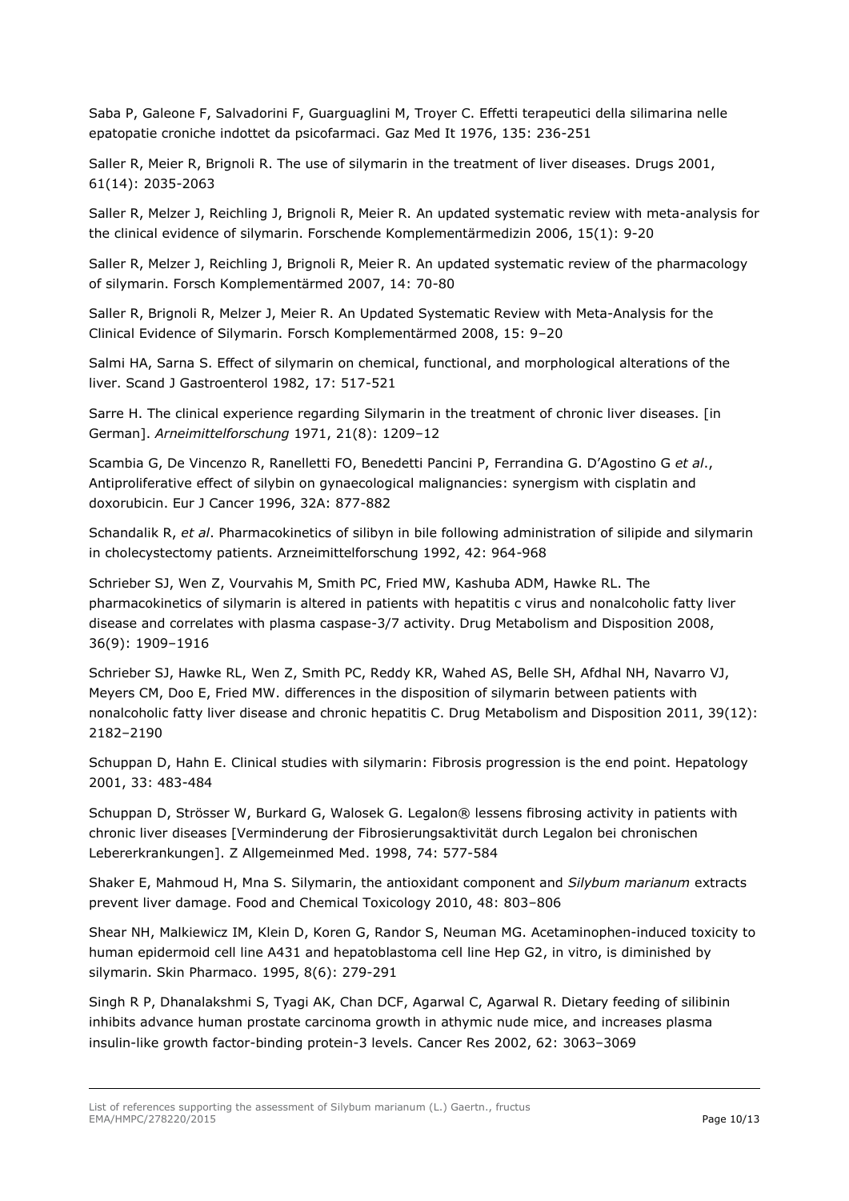Saba P, Galeone F, Salvadorini F, Guarguaglini M, Troyer C. Effetti terapeutici della silimarina nelle epatopatie croniche indottet da psicofarmaci. Gaz Med It 1976, 135: 236-251

Saller R, Meier R, Brignoli R. The use of silymarin in the treatment of liver diseases. Drugs 2001, 61(14): 2035-2063

Saller R, Melzer J, Reichling J, Brignoli R, Meier R. An updated systematic review with meta-analysis for the clinical evidence of silymarin. Forschende Komplementärmedizin 2006, 15(1): 9-20

Saller R, Melzer J, Reichling J, Brignoli R, Meier R. An updated systematic review of the pharmacology of silymarin. Forsch Komplementärmed 2007, 14: 70-80

Saller R, Brignoli R, Melzer J, Meier R. An Updated Systematic Review with Meta-Analysis for the Clinical Evidence of Silymarin. Forsch Komplementärmed 2008, 15: 9–20

Salmi HA, Sarna S. Effect of silymarin on chemical, functional, and morphological alterations of the liver. Scand J Gastroenterol 1982, 17: 517-521

Sarre H. The clinical experience regarding Silymarin in the treatment of chronic liver diseases. [in German]. *Arneimittelforschung* 1971, 21(8): 1209–12

Scambia G, De Vincenzo R, Ranelletti FO, Benedetti Pancini P, Ferrandina G. D'Agostino G *et al*., Antiproliferative effect of silybin on gynaecological malignancies: synergism with cisplatin and doxorubicin. Eur J Cancer 1996, 32A: 877-882

Schandalik R, *et al*. Pharmacokinetics of silibyn in bile following administration of silipide and silymarin in cholecystectomy patients. Arzneimittelforschung 1992, 42: 964-968

Schrieber SJ, Wen Z, Vourvahis M, Smith PC, Fried MW, Kashuba ADM, Hawke RL. The pharmacokinetics of silymarin is altered in patients with hepatitis c virus and nonalcoholic fatty liver disease and correlates with plasma caspase-3/7 activity. Drug Metabolism and Disposition 2008, 36(9): 1909–1916

Schrieber SJ, Hawke RL, Wen Z, Smith PC, Reddy KR, Wahed AS, Belle SH, Afdhal NH, Navarro VJ, Meyers CM, Doo E, Fried MW. differences in the disposition of silymarin between patients with nonalcoholic fatty liver disease and chronic hepatitis C. Drug Metabolism and Disposition 2011, 39(12): 2182–2190

Schuppan D, Hahn E. Clinical studies with silymarin: Fibrosis progression is the end point. Hepatology 2001, 33: 483-484

Schuppan D, Strösser W, Burkard G, Walosek G. Legalon® lessens fibrosing activity in patients with chronic liver diseases [Verminderung der Fibrosierungsaktivität durch Legalon bei chronischen Lebererkrankungen]. Z Allgemeinmed Med. 1998, 74: 577-584

Shaker E, Mahmoud H, Mna S. Silymarin, the antioxidant component and *Silybum marianum* extracts prevent liver damage. Food and Chemical Toxicology 2010, 48: 803–806

Shear NH, Malkiewicz IM, Klein D, Koren G, Randor S, Neuman MG. Acetaminophen-induced toxicity to human epidermoid cell line A431 and hepatoblastoma cell line Hep G2, in vitro, is diminished by silymarin. Skin Pharmaco. 1995, 8(6): 279-291

Singh R P, Dhanalakshmi S, Tyagi AK, Chan DCF, Agarwal C, Agarwal R. Dietary feeding of silibinin inhibits advance human prostate carcinoma growth in athymic nude mice, and increases plasma insulin-like growth factor-binding protein-3 levels. Cancer Res 2002, 62: 3063–3069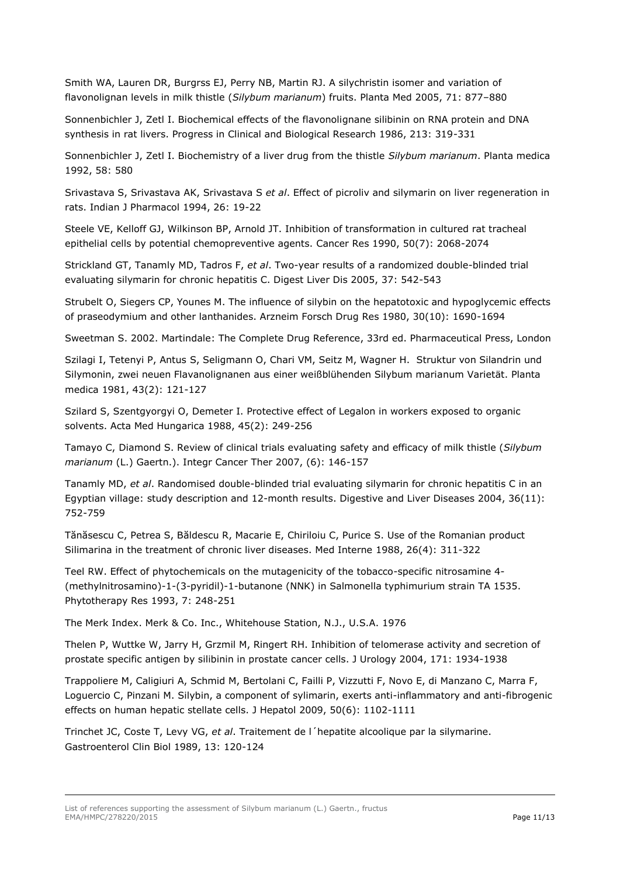Smith WA, Lauren DR, Burgrss EJ, Perry NB, Martin RJ. A silychristin isomer and variation of flavonolignan levels in milk thistle (*Silybum marianum*) fruits. Planta Med 2005, 71: 877–880

Sonnenbichler J, Zetl I. Biochemical effects of the flavonolignane silibinin on RNA protein and DNA synthesis in rat livers. Progress in Clinical and Biological Research 1986, 213: 319-331

Sonnenbichler J, Zetl I. Biochemistry of a liver drug from the thistle *Silybum marianum*. Planta medica 1992, 58: 580

Srivastava S, Srivastava AK, Srivastava S *et al*. Effect of picroliv and silymarin on liver regeneration in rats. Indian J Pharmacol 1994, 26: 19-22

Steele VE, Kelloff GJ, Wilkinson BP, Arnold JT. Inhibition of transformation in cultured rat tracheal epithelial cells by potential chemopreventive agents. Cancer Res 1990, 50(7): 2068-2074

Strickland GT, Tanamly MD, Tadros F, *et al*. Two-year results of a randomized double-blinded trial evaluating silymarin for chronic hepatitis C. Digest Liver Dis 2005, 37: 542-543

Strubelt O, Siegers CP, Younes M. The influence of silybin on the hepatotoxic and hypoglycemic effects of praseodymium and other lanthanides. Arzneim Forsch Drug Res 1980, 30(10): 1690-1694

Sweetman S. 2002. Martindale: The Complete Drug Reference, 33rd ed. Pharmaceutical Press, London

Szilagi I, Tetenyi P, Antus S, Seligmann O, Chari VM, Seitz M, Wagner H. Struktur von Silandrin und Silymonin, zwei neuen Flavanolignanen aus einer weißblühenden Silybum marianum Varietät. Planta medica 1981, 43(2): 121-127

Szilard S, Szentgyorgyi O, Demeter I. Protective effect of Legalon in workers exposed to organic solvents. Acta Med Hungarica 1988, 45(2): 249-256

Tamayo C, Diamond S. Review of clinical trials evaluating safety and efficacy of milk thistle (*Silybum marianum* (L.) Gaertn.). Integr Cancer Ther 2007, (6): 146-157

Tanamly MD, *et al*. Randomised double-blinded trial evaluating silymarin for chronic hepatitis C in an Egyptian village: study description and 12-month results. Digestive and Liver Diseases 2004, 36(11): 752-759

Tănăsescu C, Petrea S, Băldescu R, Macarie E, Chiriloiu C, Purice S. Use of the Romanian product Silimarina in the treatment of chronic liver diseases. Med Interne 1988, 26(4): 311-322

Teel RW. Effect of phytochemicals on the mutagenicity of the tobacco-specific nitrosamine 4-(methylnitrosamino)-1-(3-pyridil)-1-butanone (NNK) in Salmonella typhimurium strain TA 1535. Phytotherapy Res 1993, 7: 248-251

The Merk Index. Merk & Co. Inc., Whitehouse Station, N.J., U.S.A. 1976

Thelen P, Wuttke W, Jarry H, Grzmil M, Ringert RH. Inhibition of telomerase activity and secretion of prostate specific antigen by silibinin in prostate cancer cells. J Urology 2004, 171: 1934-1938

Trappoliere M, Caligiuri A, Schmid M, Bertolani C, Failli P, Vizzutti F, Novo E, di Manzano C, Marra F, Loguercio C, Pinzani M. Silybin, a component of sylimarin, exerts anti-inflammatory and anti-fibrogenic effects on human hepatic stellate cells. J Hepatol 2009, 50(6): 1102-1111

Trinchet JC, Coste T, Levy VG, *et al*. Traitement de l´hepatite alcoolique par la silymarine. Gastroenterol Clin Biol 1989, 13: 120-124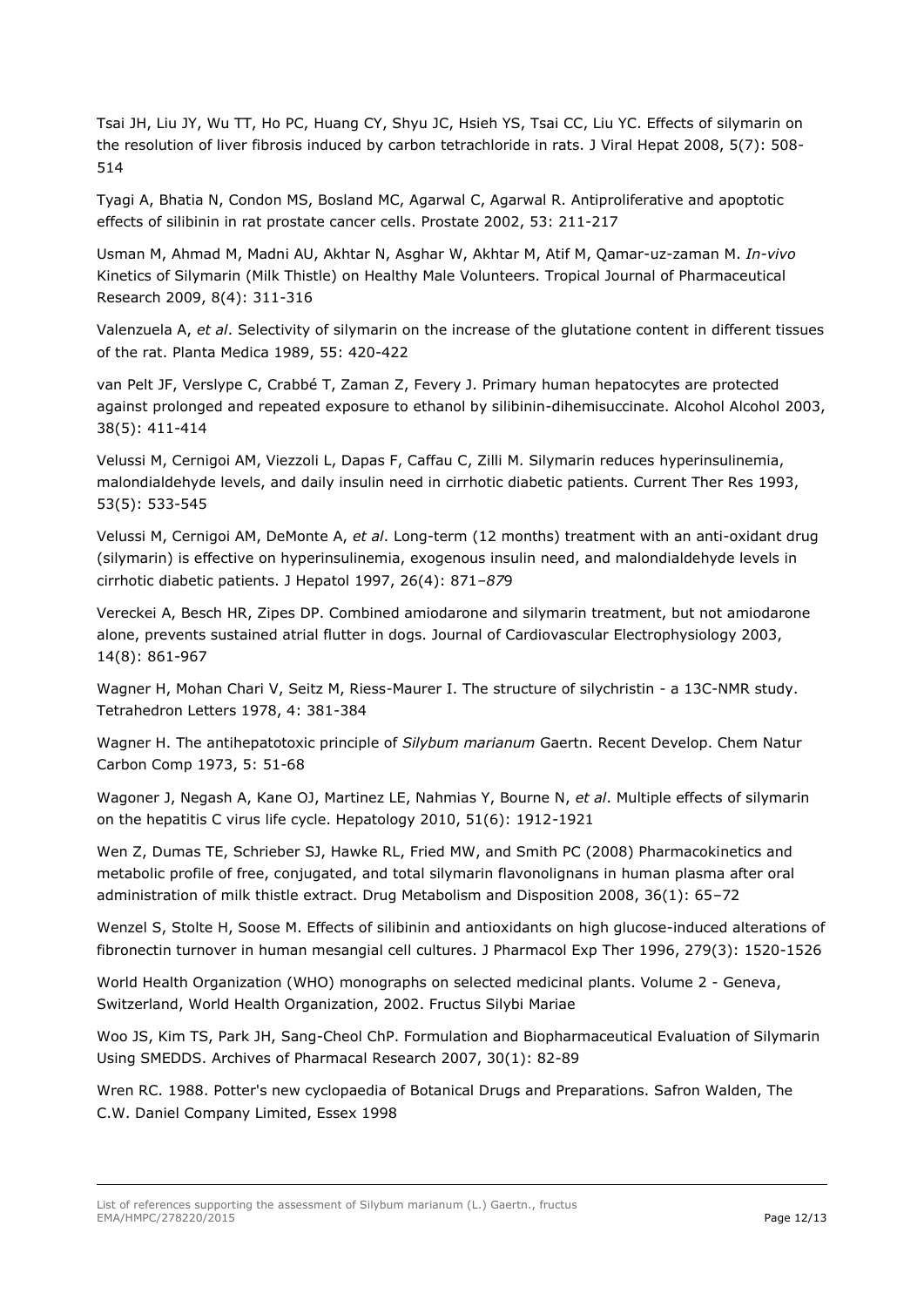Tsai JH, Liu JY, Wu TT, Ho PC, Huang CY, Shyu JC, Hsieh YS, Tsai CC, Liu YC. Effects of silymarin on the resolution of liver fibrosis induced by carbon tetrachloride in rats. J Viral Hepat 2008, 5(7): 508-514

Tyagi A, Bhatia N, Condon MS, Bosland MC, Agarwal C, Agarwal R. Antiproliferative and apoptotic effects of silibinin in rat prostate cancer cells. Prostate 2002, 53: 211-217

Usman M, Ahmad M, Madni AU, Akhtar N, Asghar W, Akhtar M, Atif M, Qamar-uz-zaman M. *In-vivo* Kinetics of Silymarin (Milk Thistle) on Healthy Male Volunteers. Tropical Journal of Pharmaceutical Research 2009, 8(4): 311-316

Valenzuela A, *et al*. Selectivity of silymarin on the increase of the glutatione content in different tissues of the rat. Planta Medica 1989, 55: 420-422

van Pelt JF, Verslype C, Crabbé T, Zaman Z, Fevery J. Primary human hepatocytes are protected against prolonged and repeated exposure to ethanol by silibinin-dihemisuccinate. Alcohol Alcohol 2003, 38(5): 411-414

Velussi M, Cernigoi AM, Viezzoli L, Dapas F, Caffau C, Zilli M. Silymarin reduces hyperinsulinemia, malondialdehyde levels, and daily insulin need in cirrhotic diabetic patients. Current Ther Res 1993, 53(5): 533-545

Velussi M, Cernigoi AM, DeMonte A, *et al*. Long-term (12 months) treatment with an anti-oxidant drug (silymarin) is effective on hyperinsulinemia, exogenous insulin need, and malondialdehyde levels in cirrhotic diabetic patients. J Hepatol 1997, 26(4): 871–*87*9

Vereckei A, Besch HR, Zipes DP. Combined amiodarone and silymarin treatment, but not amiodarone alone, prevents sustained atrial flutter in dogs. Journal of Cardiovascular Electrophysiology 2003, 14(8): 861-967

Wagner H, Mohan Chari V, Seitz M, Riess-Maurer I. The structure of silychristin - a 13C-NMR study. Tetrahedron Letters 1978, 4: 381-384

Wagner H. The antihepatotoxic principle of *Silybum marianum* Gaertn. Recent Develop. Chem Natur Carbon Comp 1973, 5: 51-68

Wagoner J, Negash A, Kane OJ, Martinez LE, Nahmias Y, Bourne N, *et al*. Multiple effects of silymarin on the hepatitis C virus life cycle. Hepatology 2010, 51(6): 1912-1921

Wen Z, Dumas TE, Schrieber SJ, Hawke RL, Fried MW, and Smith PC (2008) Pharmacokinetics and metabolic profile of free, conjugated, and total silymarin flavonolignans in human plasma after oral administration of milk thistle extract. Drug Metabolism and Disposition 2008, 36(1): 65–72

Wenzel S, Stolte H, Soose M. Effects of silibinin and antioxidants on high glucose-induced alterations of fibronectin turnover in human mesangial cell cultures. J Pharmacol Exp Ther 1996, 279(3): 1520-1526

World Health Organization (WHO) monographs on selected medicinal plants. Volume 2 - Geneva, Switzerland, World Health Organization, 2002. Fructus Silybi Mariae

Woo JS, Kim TS, Park JH, Sang-Cheol ChP. Formulation and Biopharmaceutical Evaluation of Silymarin Using SMEDDS. Archives of Pharmacal Research 2007, 30(1): 82-89

Wren RC. 1988. Potter's new cyclopaedia of Botanical Drugs and Preparations. Safron Walden, The C.W. Daniel Company Limited, Essex 1998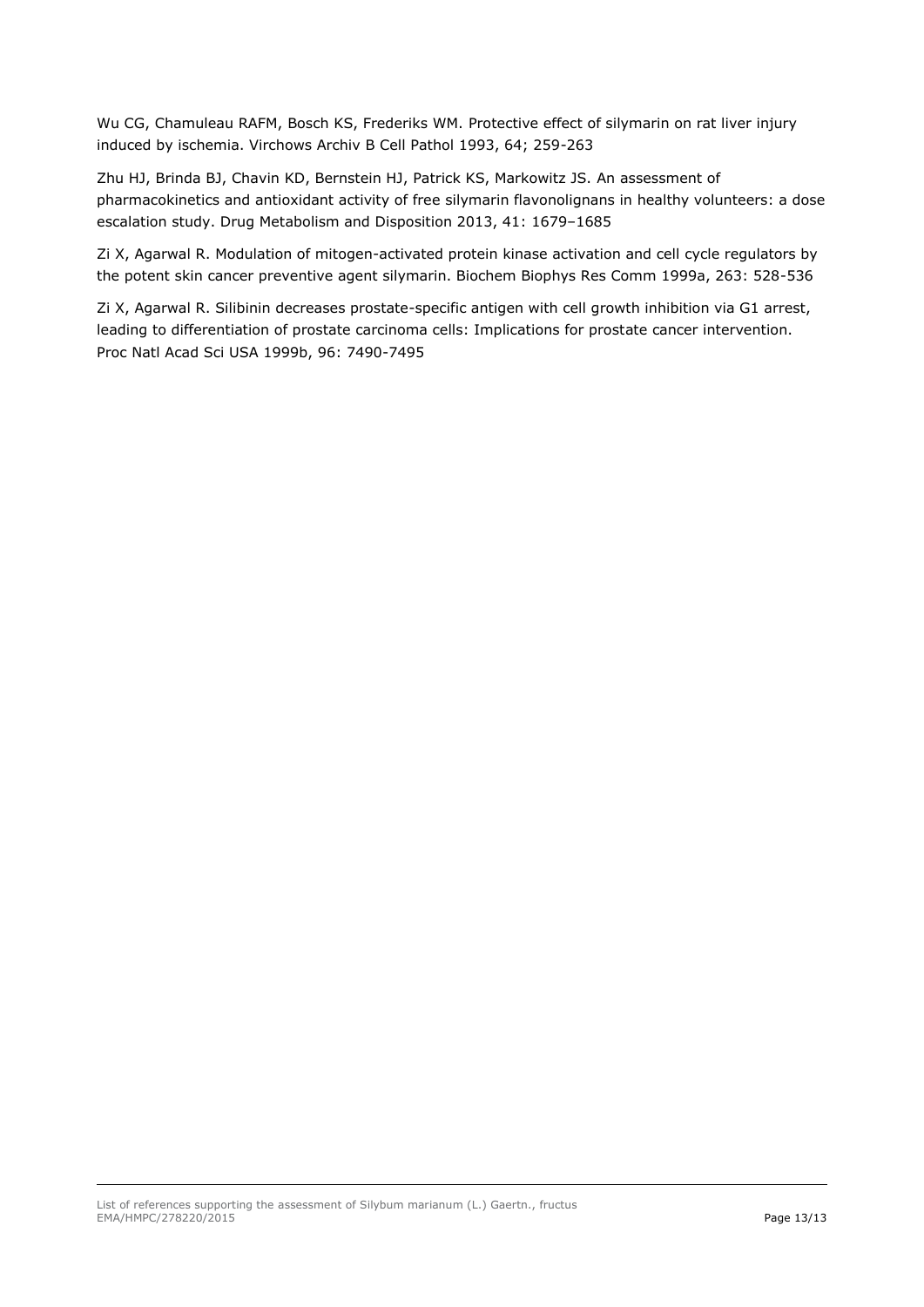Wu CG, Chamuleau RAFM, Bosch KS, Frederiks WM. Protective effect of silymarin on rat liver injury induced by ischemia. Virchows Archiv B Cell Pathol 1993, 64; 259-263

Zhu HJ, Brinda BJ, Chavin KD, Bernstein HJ, Patrick KS, Markowitz JS. An assessment of pharmacokinetics and antioxidant activity of free silymarin flavonolignans in healthy volunteers: a dose escalation study. Drug Metabolism and Disposition 2013, 41: 1679–1685

Zi X, Agarwal R. Modulation of mitogen-activated protein kinase activation and cell cycle regulators by the potent skin cancer preventive agent silymarin. Biochem Biophys Res Comm 1999a, 263: 528-536

Zi X, Agarwal R. Silibinin decreases prostate-specific antigen with cell growth inhibition via G1 arrest, leading to differentiation of prostate carcinoma cells: Implications for prostate cancer intervention. Proc Natl Acad Sci USA 1999b, 96: 7490-7495